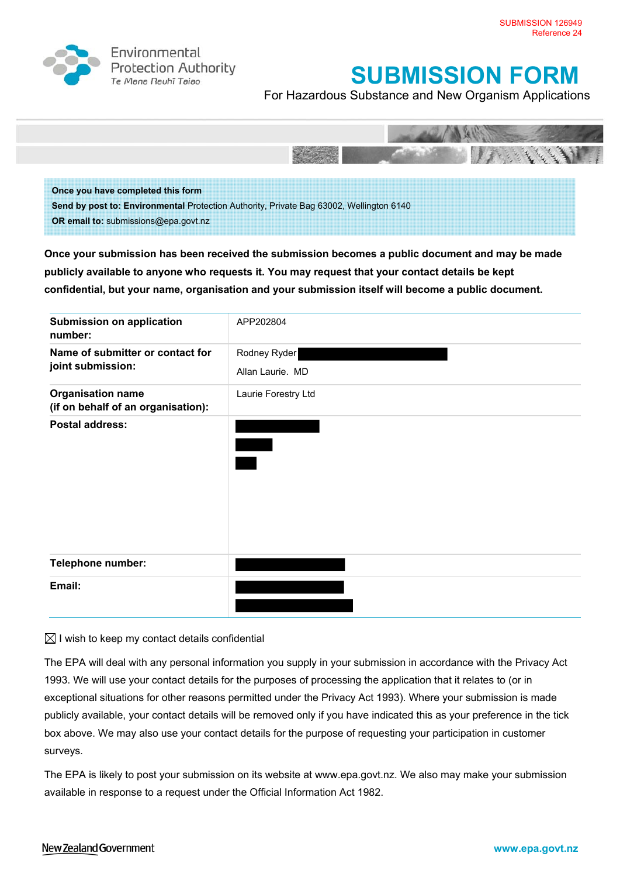SUBMISSION 126949
Reference 24

Environmental Protection Authority
*Te Mana Rauhī Taiao*

# SUBMISSION FORM

For Hazardous Substance and New Organism Applications

**Once you have completed this form**
**Send by post to: Environmental** Protection Authority, Private Bag 63002, Wellington 6140
**OR email to:** submissions@epa.govt.nz

**Once your submission has been received the submission becomes a public document and may be made publicly available to anyone who requests it. You may request that your contact details be kept confidential, but your name, organisation and your submission itself will become a public document.**

| | |
|---|---|
| **Submission on application number:** | APP202804 |
| **Name of submitter or contact for joint submission:** | Rodney Ryder [redacted]<br>Allan Laurie. MD |
| **Organisation name (if on behalf of an organisation):** | Laurie Forestry Ltd |
| **Postal address:** | [redacted] |
| **Telephone number:** | [redacted] |
| **Email:** | [redacted] |

☒ I wish to keep my contact details confidential

The EPA will deal with any personal information you supply in your submission in accordance with the Privacy Act 1993. We will use your contact details for the purposes of processing the application that it relates to (or in exceptional situations for other reasons permitted under the Privacy Act 1993). Where your submission is made publicly available, your contact details will be removed only if you have indicated this as your preference in the tick box above. We may also use your contact details for the purpose of requesting your participation in customer surveys.

The EPA is likely to post your submission on its website at www.epa.govt.nz. We also may make your submission available in response to a request under the Official Information Act 1982.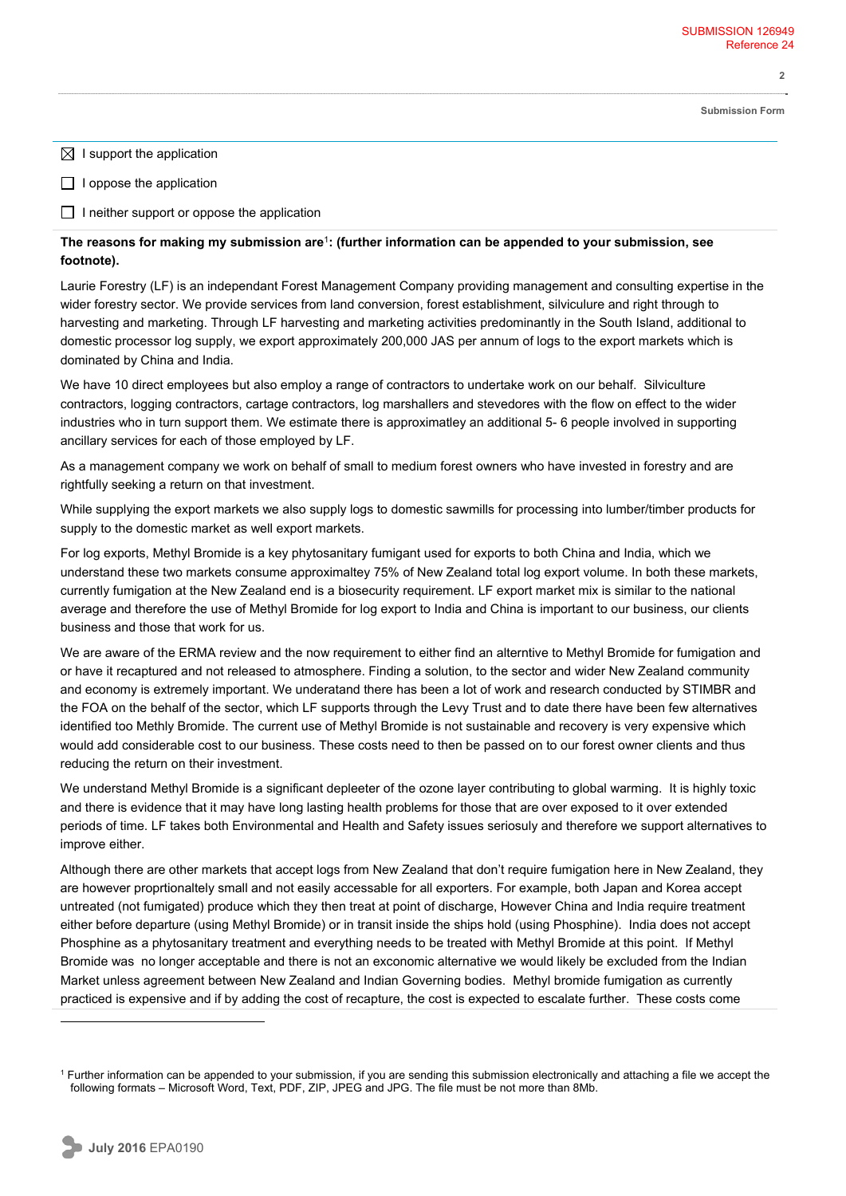☒ I support the application

☐ I oppose the application

☐ I neither support or oppose the application

**The reasons for making my submission are**[1]**: (further information can be appended to your submission, see footnote).**

Laurie Forestry (LF) is an independant Forest Management Company providing management and consulting expertise in the wider forestry sector. We provide services from land conversion, forest establishment, silviculure and right through to harvesting and marketing. Through LF harvesting and marketing activities predominantly in the South Island, additional to domestic processor log supply, we export approximately 200,000 JAS per annum of logs to the export markets which is dominated by China and India.

We have 10 direct employees but also employ a range of contractors to undertake work on our behalf. Silviculture contractors, logging contractors, cartage contractors, log marshallers and stevedores with the flow on effect to the wider industries who in turn support them. We estimate there is approximatley an additional 5- 6 people involved in supporting ancillary services for each of those employed by LF.

As a management company we work on behalf of small to medium forest owners who have invested in forestry and are rightfully seeking a return on that investment.

While supplying the export markets we also supply logs to domestic sawmills for processing into lumber/timber products for supply to the domestic market as well export markets.

For log exports, Methyl Bromide is a key phytosanitary fumigant used for exports to both China and India, which we understand these two markets consume approximaltey 75% of New Zealand total log export volume. In both these markets, currently fumigation at the New Zealand end is a biosecurity requirement. LF export market mix is similar to the national average and therefore the use of Methyl Bromide for log export to India and China is important to our business, our clients business and those that work for us.

We are aware of the ERMA review and the now requirement to either find an alterntive to Methyl Bromide for fumigation and or have it recaptured and not released to atmosphere. Finding a solution, to the sector and wider New Zealand community and economy is extremely important. We underatand there has been a lot of work and research conducted by STIMBR and the FOA on the behalf of the sector, which LF supports through the Levy Trust and to date there have been few alternatives identified too Methly Bromide. The current use of Methyl Bromide is not sustainable and recovery is very expensive which would add considerable cost to our business. These costs need to then be passed on to our forest owner clients and thus reducing the return on their investment.

We understand Methyl Bromide is a significant depleeter of the ozone layer contributing to global warming. It is highly toxic and there is evidence that it may have long lasting health problems for those that are over exposed to it over extended periods of time. LF takes both Environmental and Health and Safety issues seriosuly and therefore we support alternatives to improve either.

Although there are other markets that accept logs from New Zealand that don't require fumigation here in New Zealand, they are however proprtionaltely small and not easily accessable for all exporters. For example, both Japan and Korea accept untreated (not fumigated) produce which they then treat at point of discharge, However China and India require treatment either before departure (using Methyl Bromide) or in transit inside the ships hold (using Phosphine). India does not accept Phosphine as a phytosanitary treatment and everything needs to be treated with Methyl Bromide at this point. If Methyl Bromide was no longer acceptable and there is not an exconomic alternative we would likely be excluded from the Indian Market unless agreement between New Zealand and Indian Governing bodies. Methyl bromide fumigation as currently practiced is expensive and if by adding the cost of recapture, the cost is expected to escalate further. These costs come

[1] Further information can be appended to your submission, if you are sending this submission electronically and attaching a file we accept the following formats – Microsoft Word, Text, PDF, ZIP, JPEG and JPG. The file must be not more than 8Mb.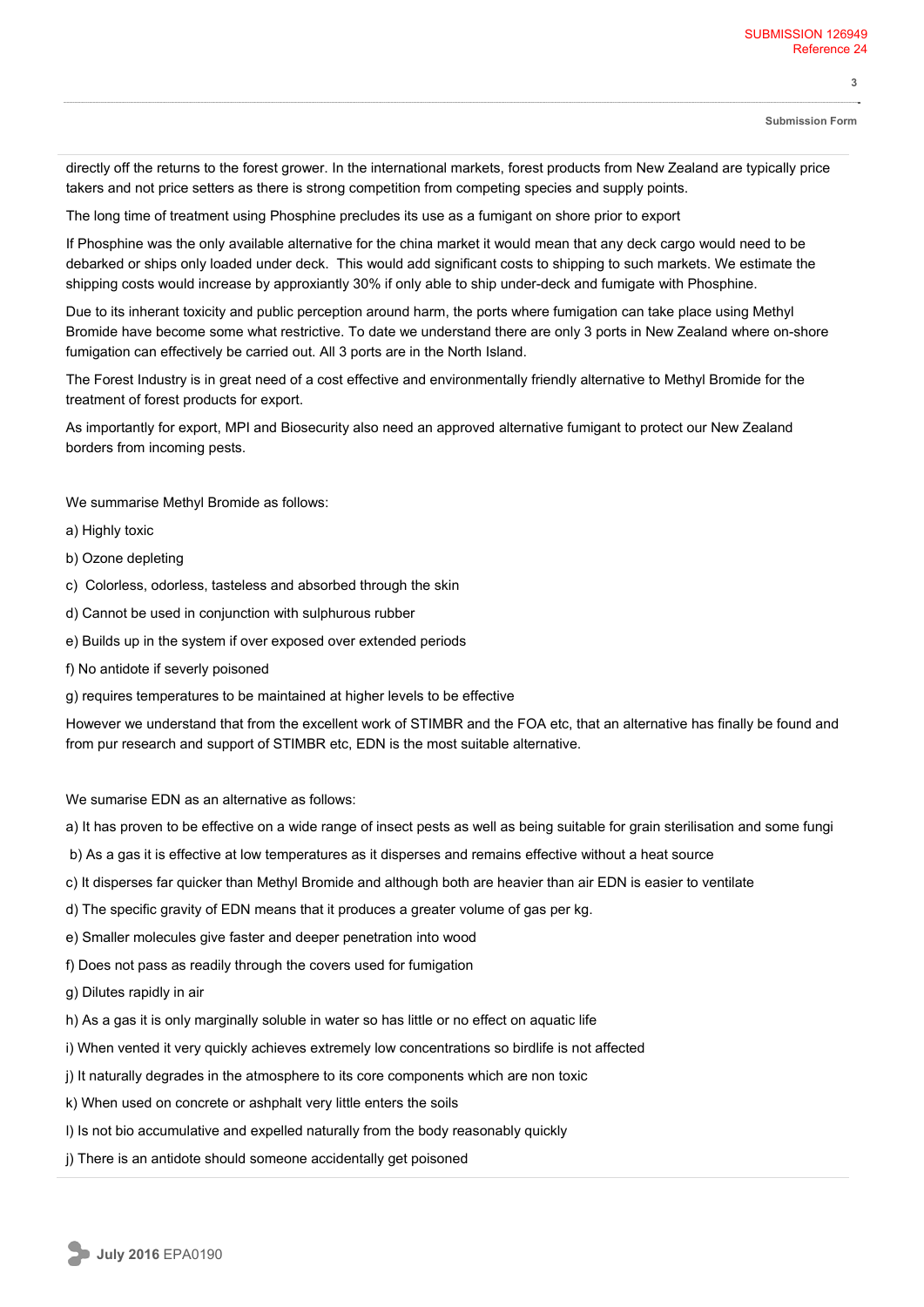directly off the returns to the forest grower. In the international markets, forest products from New Zealand are typically price takers and not price setters as there is strong competition from competing species and supply points.

The long time of treatment using Phosphine precludes its use as a fumigant on shore prior to export

If Phosphine was the only available alternative for the china market it would mean that any deck cargo would need to be debarked or ships only loaded under deck. This would add significant costs to shipping to such markets. We estimate the shipping costs would increase by approxiantly 30% if only able to ship under-deck and fumigate with Phosphine.

Due to its inharant toxicity and public perception around harm, the ports where fumigation can take place using Methyl Bromide have become some what restrictive. To date we understand there are only 3 ports in New Zealand where on-shore fumigation can effectively be carried out. All 3 ports are in the North Island.

The Forest Industry is in great need of a cost effective and environmentally friendly alternative to Methyl Bromide for the treatment of forest products for export.

As importantly for export, MPI and Biosecurity also need an approved alternative fumigant to protect our New Zealand borders from incoming pests.

We summarise Methyl Bromide as follows:

a) Highly toxic

b) Ozone depleting

c) Colorless, odorless, tasteless and absorbed through the skin

d) Cannot be used in conjunction with sulphurous rubber

e) Builds up in the system if over exposed over extended periods

f) No antidote if severly poisoned

g) requires temperatures to be maintained at higher levels to be effective

However we understand that from the excellent work of STIMBR and the FOA etc, that an alternative has finally be found and from pur research and support of STIMBR etc, EDN is the most suitable alternative.

We sumarise EDN as an alternative as follows:

a) It has proven to be effective on a wide range of insect pests as well as being suitable for grain sterilisation and some fungi

b) As a gas it is effective at low temperatures as it disperses and remains effective without a heat source

c) It disperses far quicker than Methyl Bromide and although both are heavier than air EDN is easier to ventilate

d) The specific gravity of EDN means that it produces a greater volume of gas per kg.

e) Smaller molecules give faster and deeper penetration into wood

f) Does not pass as readily through the covers used for fumigation

g) Dilutes rapidly in air

h) As a gas it is only marginally soluble in water so has little or no effect on aquatic life

i) When vented it very quickly achieves extremely low concentrations so birdlife is not affected

j) It naturally degrades in the atmosphere to its core components which are non toxic

k) When used on concrete or ashphalt very little enters the soils

l) Is not bio accumulative and expelled naturally from the body reasonably quickly

j) There is an antidote should someone accidentally get poisoned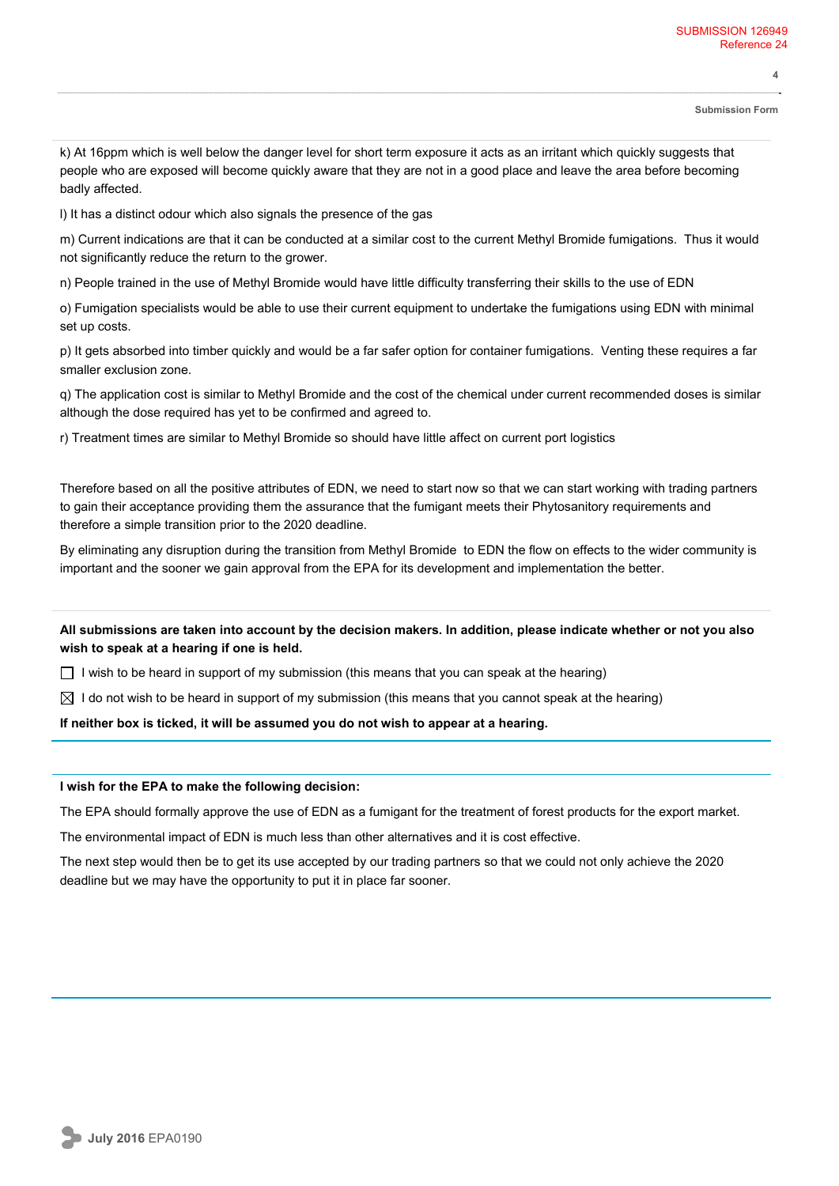k) At 16ppm which is well below the danger level for short term exposure it acts as an irritant which quickly suggests that people who are exposed will become quickly aware that they are not in a good place and leave the area before becoming badly affected.

l) It has a distinct odour which also signals the presence of the gas

m) Current indications are that it can be conducted at a similar cost to the current Methyl Bromide fumigations. Thus it would not significantly reduce the return to the grower.

n) People trained in the use of Methyl Bromide would have little difficulty transferring their skills to the use of EDN

o) Fumigation specialists would be able to use their current equipment to undertake the fumigations using EDN with minimal set up costs.

p) It gets absorbed into timber quickly and would be a far safer option for container fumigations. Venting these requires a far smaller exclusion zone.

q) The application cost is similar to Methyl Bromide and the cost of the chemical under current recommended doses is similar although the dose required has yet to be confirmed and agreed to.

r) Treatment times are similar to Methyl Bromide so should have little affect on current port logistics

Therefore based on all the positive attributes of EDN, we need to start now so that we can start working with trading partners to gain their acceptance providing them the assurance that the fumigant meets their Phytosanitory requirements and therefore a simple transition prior to the 2020 deadline.

By eliminating any disruption during the transition from Methyl Bromide to EDN the flow on effects to the wider community is important and the sooner we gain approval from the EPA for its development and implementation the better.

**All submissions are taken into account by the decision makers. In addition, please indicate whether or not you also wish to speak at a hearing if one is held.**

☐ I wish to be heard in support of my submission (this means that you can speak at the hearing)

☒ I do not wish to be heard in support of my submission (this means that you cannot speak at the hearing)

**If neither box is ticked, it will be assumed you do not wish to appear at a hearing.**

**I wish for the EPA to make the following decision:**

The EPA should formally approve the use of EDN as a fumigant for the treatment of forest products for the export market.

The environmental impact of EDN is much less than other alternatives and it is cost effective.

The next step would then be to get its use accepted by our trading partners so that we could not only achieve the 2020 deadline but we may have the opportunity to put it in place far sooner.